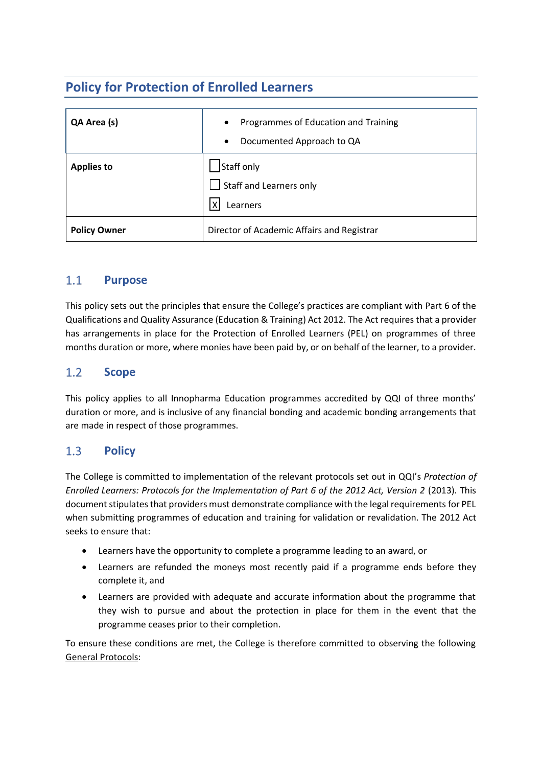# Policy for Protection of Enrolled Learners

| | |
|---|---|
| **QA Area (s)** | • Programmes of Education and Training<br>• Documented Approach to QA |
| **Applies to** | ☐ Staff only<br>☐ Staff and Learners only<br>☒ Learners |
| **Policy Owner** | Director of Academic Affairs and Registrar |

## 1.1 Purpose

This policy sets out the principles that ensure the College's practices are compliant with Part 6 of the Qualifications and Quality Assurance (Education & Training) Act 2012. The Act requires that a provider has arrangements in place for the Protection of Enrolled Learners (PEL) on programmes of three months duration or more, where monies have been paid by, or on behalf of the learner, to a provider.

## 1.2 Scope

This policy applies to all Innopharma Education programmes accredited by QQI of three months' duration or more, and is inclusive of any financial bonding and academic bonding arrangements that are made in respect of those programmes.

## 1.3 Policy

The College is committed to implementation of the relevant protocols set out in QQI's *Protection of Enrolled Learners: Protocols for the Implementation of Part 6 of the 2012 Act, Version 2* (2013). This document stipulates that providers must demonstrate compliance with the legal requirements for PEL when submitting programmes of education and training for validation or revalidation. The 2012 Act seeks to ensure that:

- Learners have the opportunity to complete a programme leading to an award, or
- Learners are refunded the moneys most recently paid if a programme ends before they complete it, and
- Learners are provided with adequate and accurate information about the programme that they wish to pursue and about the protection in place for them in the event that the programme ceases prior to their completion.

To ensure these conditions are met, the College is therefore committed to observing the following General Protocols: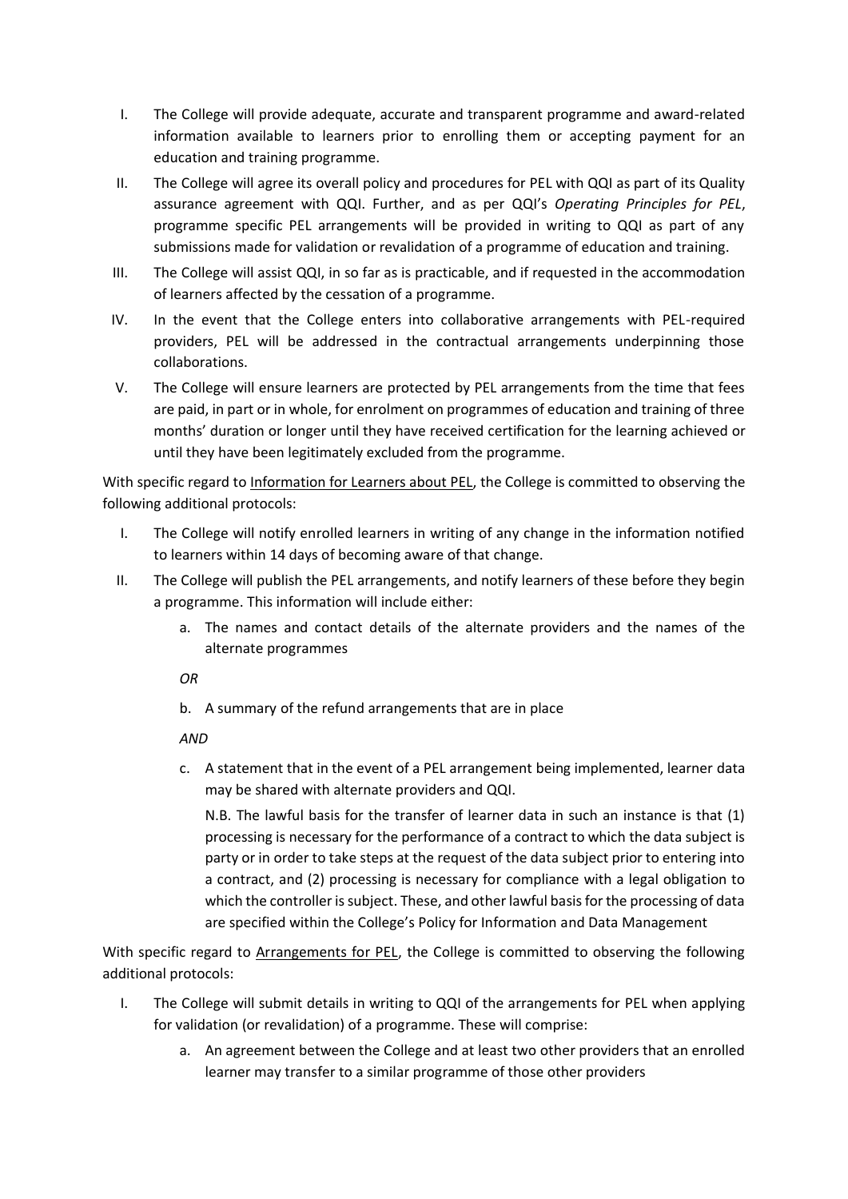I. The College will provide adequate, accurate and transparent programme and award-related information available to learners prior to enrolling them or accepting payment for an education and training programme.
II. The College will agree its overall policy and procedures for PEL with QQI as part of its Quality assurance agreement with QQI. Further, and as per QQI's *Operating Principles for PEL*, programme specific PEL arrangements will be provided in writing to QQI as part of any submissions made for validation or revalidation of a programme of education and training.
III. The College will assist QQI, in so far as is practicable, and if requested in the accommodation of learners affected by the cessation of a programme.
IV. In the event that the College enters into collaborative arrangements with PEL-required providers, PEL will be addressed in the contractual arrangements underpinning those collaborations.
V. The College will ensure learners are protected by PEL arrangements from the time that fees are paid, in part or in whole, for enrolment on programmes of education and training of three months' duration or longer until they have received certification for the learning achieved or until they have been legitimately excluded from the programme.

With specific regard to <u>Information for Learners about PEL</u>, the College is committed to observing the following additional protocols:

I. The College will notify enrolled learners in writing of any change in the information notified to learners within 14 days of becoming aware of that change.
II. The College will publish the PEL arrangements, and notify learners of these before they begin a programme. This information will include either:
    a. The names and contact details of the alternate providers and the names of the alternate programmes

    *OR*

    b. A summary of the refund arrangements that are in place

    *AND*

    c. A statement that in the event of a PEL arrangement being implemented, learner data may be shared with alternate providers and QQI.

    N.B. The lawful basis for the transfer of learner data in such an instance is that (1) processing is necessary for the performance of a contract to which the data subject is party or in order to take steps at the request of the data subject prior to entering into a contract, and (2) processing is necessary for compliance with a legal obligation to which the controller is subject. These, and other lawful basis for the processing of data are specified within the College's Policy for Information and Data Management

With specific regard to <u>Arrangements for PEL</u>, the College is committed to observing the following additional protocols:

I. The College will submit details in writing to QQI of the arrangements for PEL when applying for validation (or revalidation) of a programme. These will comprise:
    a. An agreement between the College and at least two other providers that an enrolled learner may transfer to a similar programme of those other providers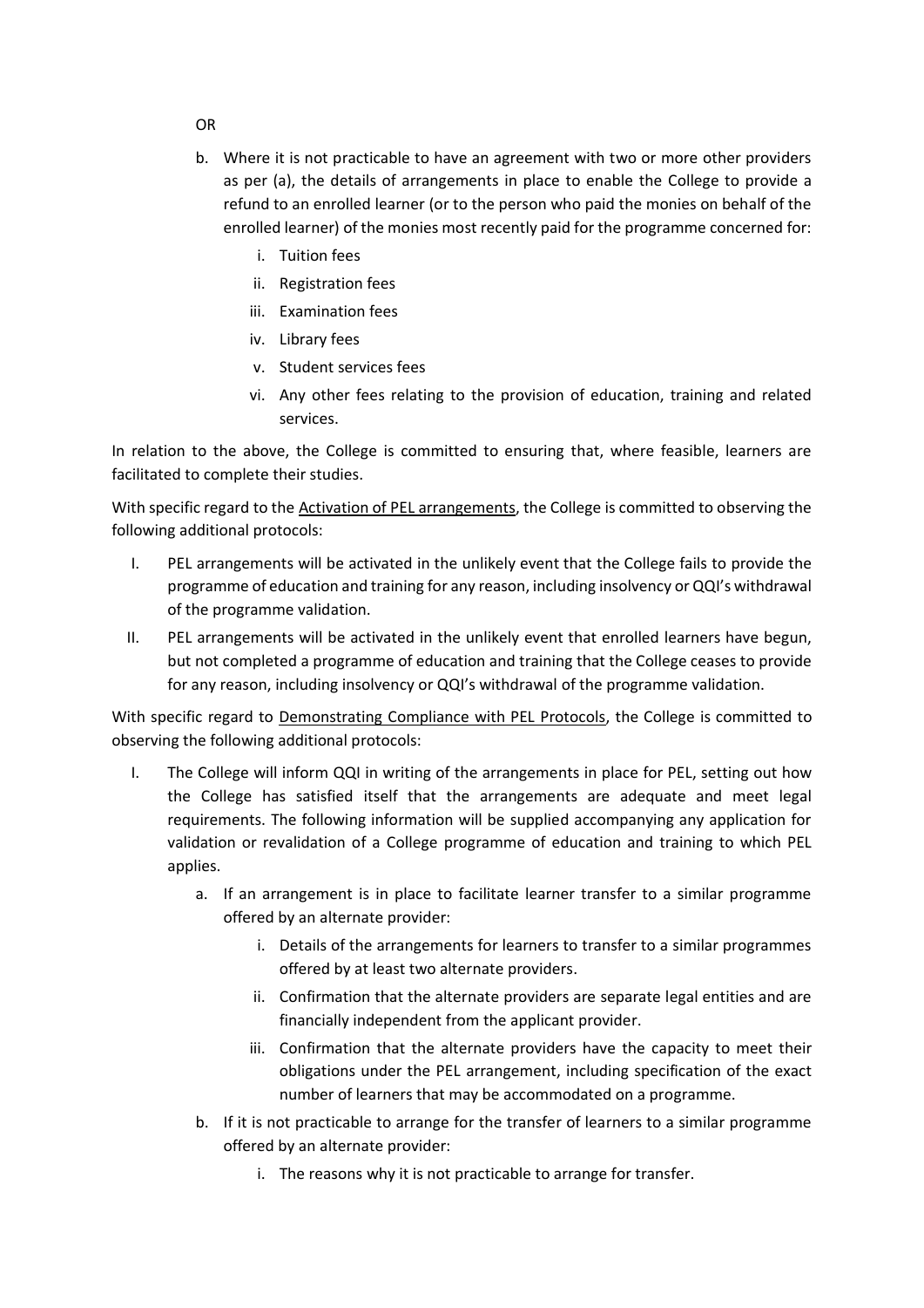OR

b. Where it is not practicable to have an agreement with two or more other providers as per (a), the details of arrangements in place to enable the College to provide a refund to an enrolled learner (or to the person who paid the monies on behalf of the enrolled learner) of the monies most recently paid for the programme concerned for:
    i. Tuition fees
    ii. Registration fees
    iii. Examination fees
    iv. Library fees
    v. Student services fees
    vi. Any other fees relating to the provision of education, training and related services.

In relation to the above, the College is committed to ensuring that, where feasible, learners are facilitated to complete their studies.

With specific regard to the <u>Activation of PEL arrangements</u>, the College is committed to observing the following additional protocols:

I. PEL arrangements will be activated in the unlikely event that the College fails to provide the programme of education and training for any reason, including insolvency or QQI's withdrawal of the programme validation.
II. PEL arrangements will be activated in the unlikely event that enrolled learners have begun, but not completed a programme of education and training that the College ceases to provide for any reason, including insolvency or QQI's withdrawal of the programme validation.

With specific regard to <u>Demonstrating Compliance with PEL Protocols</u>, the College is committed to observing the following additional protocols:

I. The College will inform QQI in writing of the arrangements in place for PEL, setting out how the College has satisfied itself that the arrangements are adequate and meet legal requirements. The following information will be supplied accompanying any application for validation or revalidation of a College programme of education and training to which PEL applies.
    a. If an arrangement is in place to facilitate learner transfer to a similar programme offered by an alternate provider:
        i. Details of the arrangements for learners to transfer to a similar programmes offered by at least two alternate providers.
        ii. Confirmation that the alternate providers are separate legal entities and are financially independent from the applicant provider.
        iii. Confirmation that the alternate providers have the capacity to meet their obligations under the PEL arrangement, including specification of the exact number of learners that may be accommodated on a programme.
    b. If it is not practicable to arrange for the transfer of learners to a similar programme offered by an alternate provider:
        i. The reasons why it is not practicable to arrange for transfer.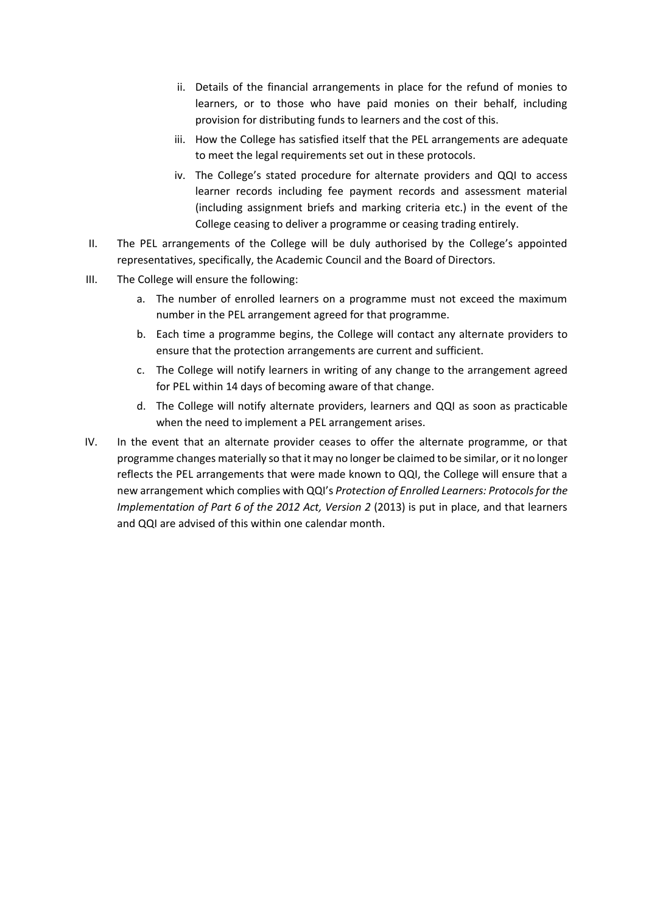ii. Details of the financial arrangements in place for the refund of monies to learners, or to those who have paid monies on their behalf, including provision for distributing funds to learners and the cost of this.
  iii. How the College has satisfied itself that the PEL arrangements are adequate to meet the legal requirements set out in these protocols.
  iv. The College's stated procedure for alternate providers and QQI to access learner records including fee payment records and assessment material (including assignment briefs and marking criteria etc.) in the event of the College ceasing to deliver a programme or ceasing trading entirely.

II. The PEL arrangements of the College will be duly authorised by the College's appointed representatives, specifically, the Academic Council and the Board of Directors.

III. The College will ensure the following:
  a. The number of enrolled learners on a programme must not exceed the maximum number in the PEL arrangement agreed for that programme.
  b. Each time a programme begins, the College will contact any alternate providers to ensure that the protection arrangements are current and sufficient.
  c. The College will notify learners in writing of any change to the arrangement agreed for PEL within 14 days of becoming aware of that change.
  d. The College will notify alternate providers, learners and QQI as soon as practicable when the need to implement a PEL arrangement arises.

IV. In the event that an alternate provider ceases to offer the alternate programme, or that programme changes materially so that it may no longer be claimed to be similar, or it no longer reflects the PEL arrangements that were made known to QQI, the College will ensure that a new arrangement which complies with QQI's *Protection of Enrolled Learners: Protocols for the Implementation of Part 6 of the 2012 Act, Version 2* (2013) is put in place, and that learners and QQI are advised of this within one calendar month.